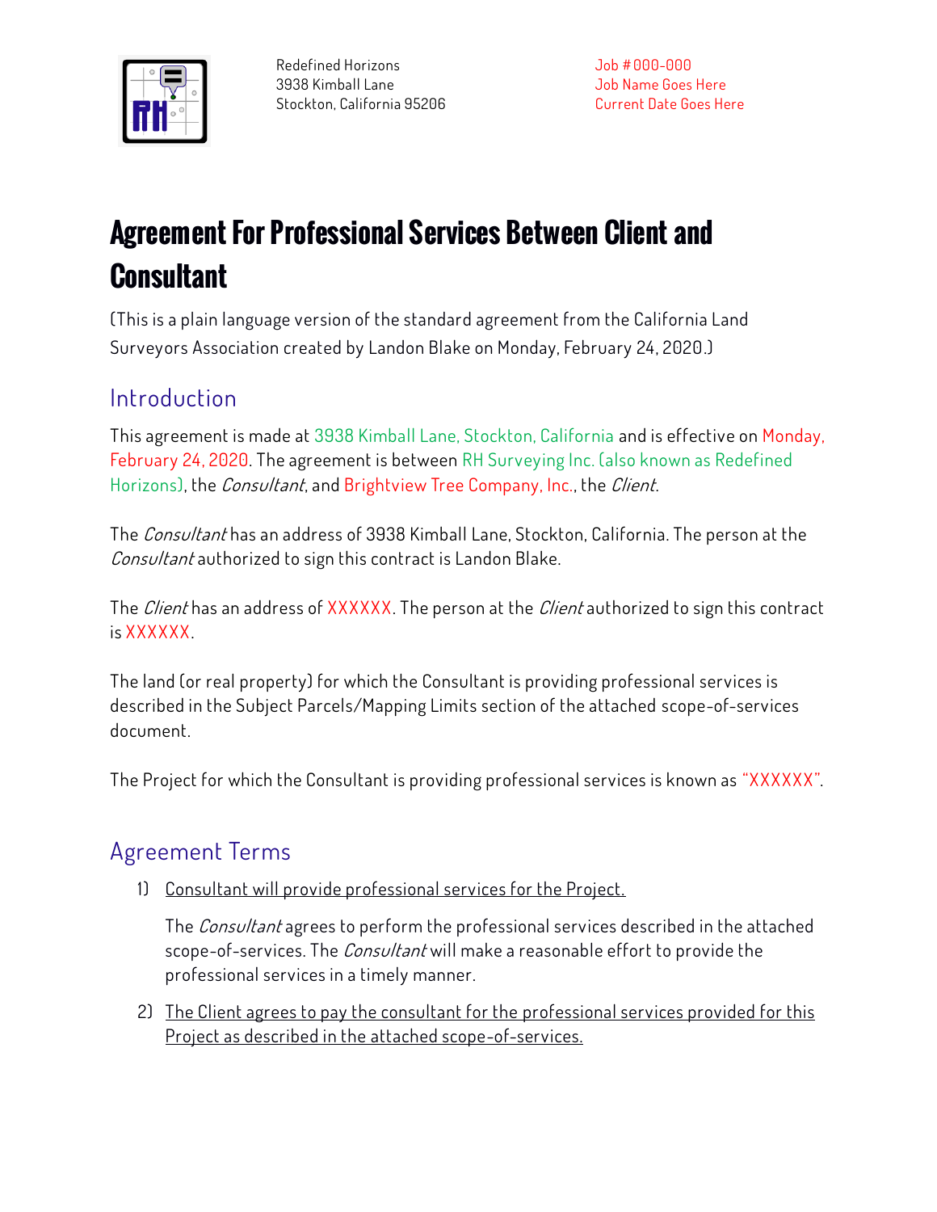Redefined Horizons
3938 Kimball Lane
Stockton, California 95206

Job # 000-000
Job Name Goes Here
Current Date Goes Here

# Agreement For Professional Services Between Client and Consultant

(This is a plain language version of the standard agreement from the California Land Surveyors Association created by Landon Blake on Monday, February 24, 2020.)

## Introduction

This agreement is made at 3938 Kimball Lane, Stockton, California and is effective on Monday, February 24, 2020. The agreement is between RH Surveying Inc. (also known as Redefined Horizons), the *Consultant*, and Brightview Tree Company, Inc., the *Client*.

The *Consultant* has an address of 3938 Kimball Lane, Stockton, California. The person at the *Consultant* authorized to sign this contract is Landon Blake.

The *Client* has an address of XXXXXX. The person at the *Client* authorized to sign this contract is XXXXXX.

The land (or real property) for which the Consultant is providing professional services is described in the Subject Parcels/Mapping Limits section of the attached scope-of-services document.

The Project for which the Consultant is providing professional services is known as "XXXXXX".

## Agreement Terms

1) Consultant will provide professional services for the Project.

   The *Consultant* agrees to perform the professional services described in the attached scope-of-services. The *Consultant* will make a reasonable effort to provide the professional services in a timely manner.

2) The Client agrees to pay the consultant for the professional services provided for this Project as described in the attached scope-of-services.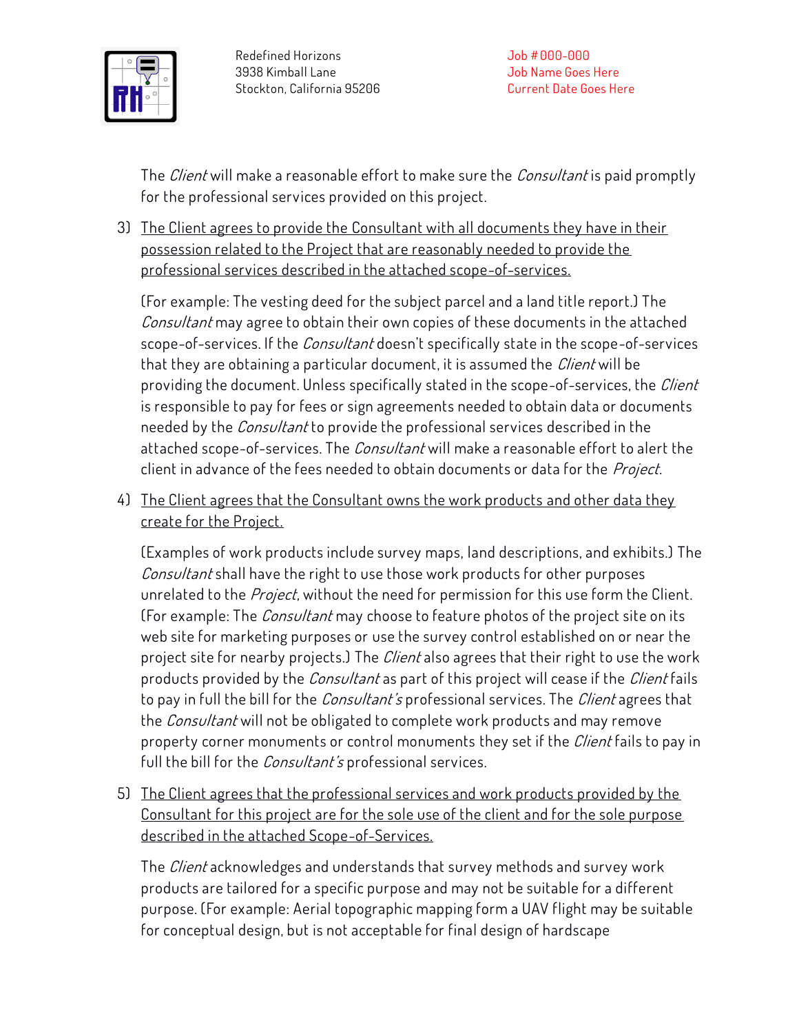The *Client* will make a reasonable effort to make sure the *Consultant* is paid promptly for the professional services provided on this project.

3) <u>The Client agrees to provide the Consultant with all documents they have in their possession related to the Project that are reasonably needed to provide the professional services described in the attached scope-of-services.</u>

   (For example: The vesting deed for the subject parcel and a land title report.) The *Consultant* may agree to obtain their own copies of these documents in the attached scope-of-services. If the *Consultant* doesn't specifically state in the scope-of-services that they are obtaining a particular document, it is assumed the *Client* will be providing the document. Unless specifically stated in the scope-of-services, the *Client* is responsible to pay for fees or sign agreements needed to obtain data or documents needed by the *Consultant* to provide the professional services described in the attached scope-of-services. The *Consultant* will make a reasonable effort to alert the client in advance of the fees needed to obtain documents or data for the *Project*.

4) <u>The Client agrees that the Consultant owns the work products and other data they create for the Project.</u>

   (Examples of work products include survey maps, land descriptions, and exhibits.) The *Consultant* shall have the right to use those work products for other purposes unrelated to the *Project*, without the need for permission for this use form the Client. (For example: The *Consultant* may choose to feature photos of the project site on its web site for marketing purposes or use the survey control established on or near the project site for nearby projects.) The *Client* also agrees that their right to use the work products provided by the *Consultant* as part of this project will cease if the *Client* fails to pay in full the bill for the *Consultant's* professional services. The *Client* agrees that the *Consultant* will not be obligated to complete work products and may remove property corner monuments or control monuments they set if the *Client* fails to pay in full the bill for the *Consultant's* professional services.

5) <u>The Client agrees that the professional services and work products provided by the Consultant for this project are for the sole use of the client and for the sole purpose described in the attached Scope-of-Services.</u>

   The *Client* acknowledges and understands that survey methods and survey work products are tailored for a specific purpose and may not be suitable for a different purpose. (For example: Aerial topographic mapping form a UAV flight may be suitable for conceptual design, but is not acceptable for final design of hardscape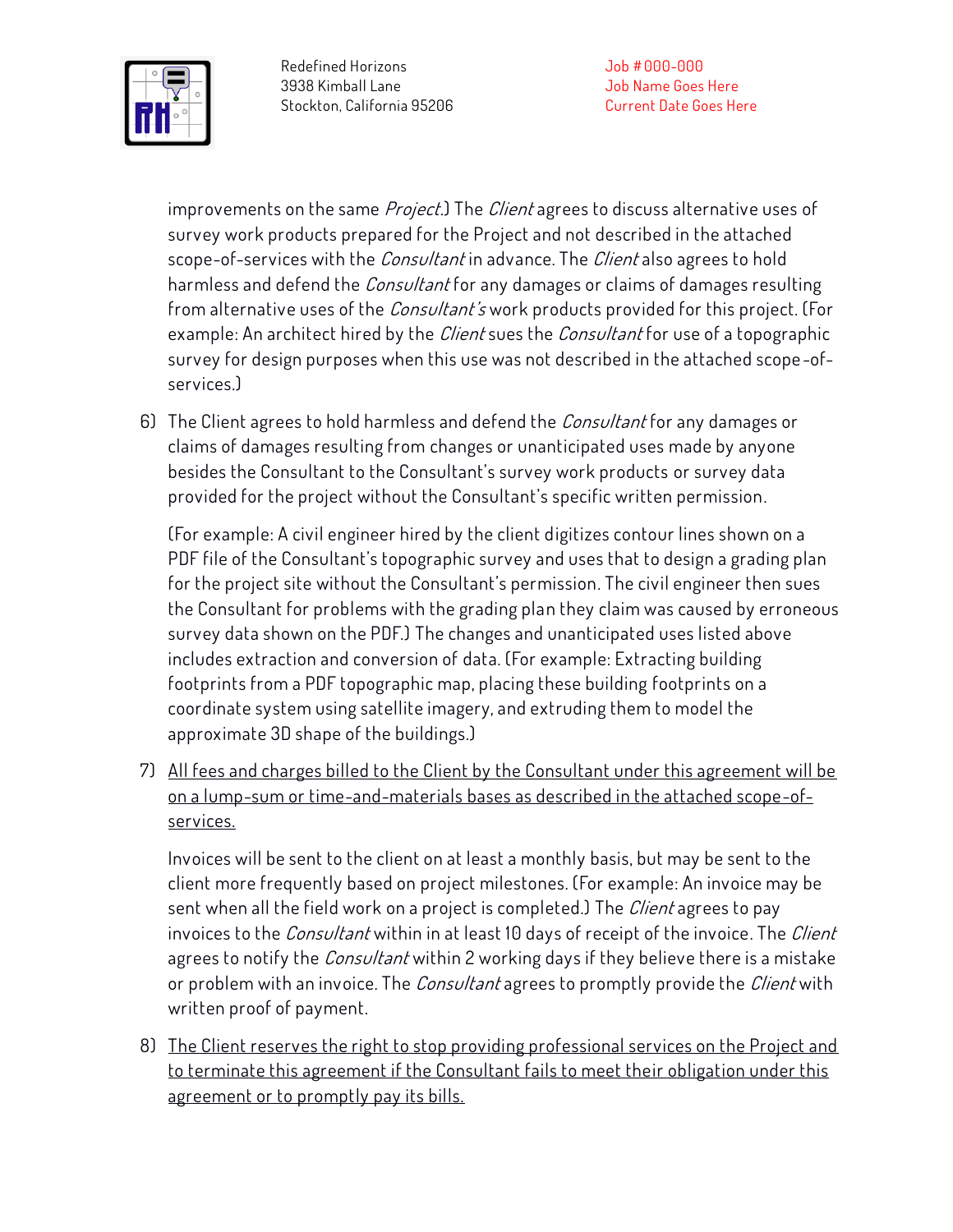improvements on the same *Project*.) The *Client* agrees to discuss alternative uses of survey work products prepared for the Project and not described in the attached scope-of-services with the *Consultant* in advance. The *Client* also agrees to hold harmless and defend the *Consultant* for any damages or claims of damages resulting from alternative uses of the *Consultant's* work products provided for this project. (For example: An architect hired by the *Client* sues the *Consultant* for use of a topographic survey for design purposes when this use was not described in the attached scope-of-services.)

6) The Client agrees to hold harmless and defend the *Consultant* for any damages or claims of damages resulting from changes or unanticipated uses made by anyone besides the Consultant to the Consultant's survey work products or survey data provided for the project without the Consultant's specific written permission.

   (For example: A civil engineer hired by the client digitizes contour lines shown on a PDF file of the Consultant's topographic survey and uses that to design a grading plan for the project site without the Consultant's permission. The civil engineer then sues the Consultant for problems with the grading plan they claim was caused by erroneous survey data shown on the PDF.) The changes and unanticipated uses listed above includes extraction and conversion of data. (For example: Extracting building footprints from a PDF topographic map, placing these building footprints on a coordinate system using satellite imagery, and extruding them to model the approximate 3D shape of the buildings.)

7) <u>All fees and charges billed to the Client by the Consultant under this agreement will be on a lump-sum or time-and-materials bases as described in the attached scope-of-services.</u>

   Invoices will be sent to the client on at least a monthly basis, but may be sent to the client more frequently based on project milestones. (For example: An invoice may be sent when all the field work on a project is completed.) The *Client* agrees to pay invoices to the *Consultant* within in at least 10 days of receipt of the invoice. The *Client* agrees to notify the *Consultant* within 2 working days if they believe there is a mistake or problem with an invoice. The *Consultant* agrees to promptly provide the *Client* with written proof of payment.

8) <u>The Client reserves the right to stop providing professional services on the Project and to terminate this agreement if the Consultant fails to meet their obligation under this agreement or to promptly pay its bills.</u>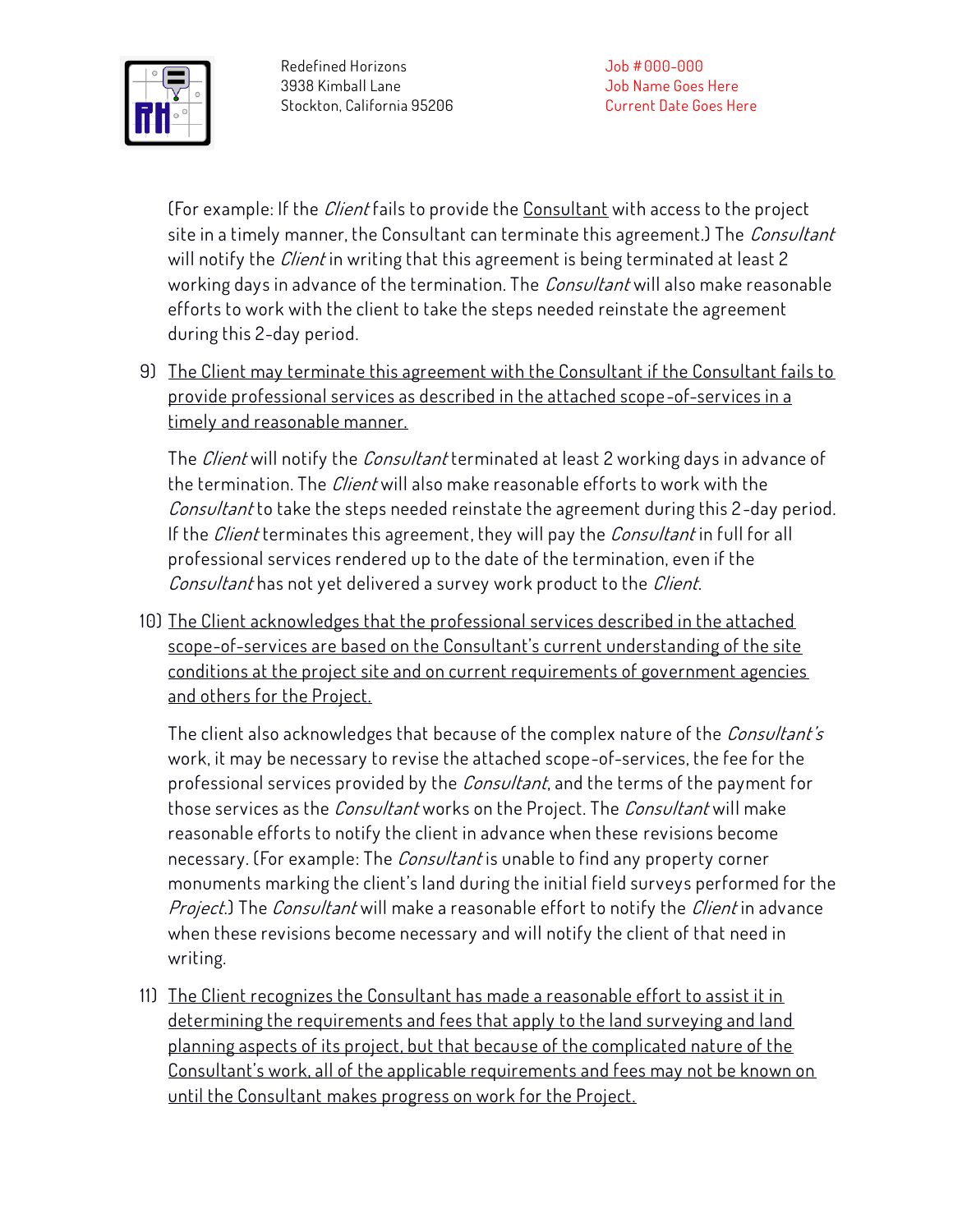(For example: If the *Client* fails to provide the Consultant with access to the project site in a timely manner, the Consultant can terminate this agreement.) The *Consultant* will notify the *Client* in writing that this agreement is being terminated at least 2 working days in advance of the termination. The *Consultant* will also make reasonable efforts to work with the client to take the steps needed reinstate the agreement during this 2-day period.

9) The Client may terminate this agreement with the Consultant if the Consultant fails to provide professional services as described in the attached scope-of-services in a timely and reasonable manner.

   The *Client* will notify the *Consultant* terminated at least 2 working days in advance of the termination. The *Client* will also make reasonable efforts to work with the *Consultant* to take the steps needed reinstate the agreement during this 2-day period. If the *Client* terminates this agreement, they will pay the *Consultant* in full for all professional services rendered up to the date of the termination, even if the *Consultant* has not yet delivered a survey work product to the *Client*.

10) The Client acknowledges that the professional services described in the attached scope-of-services are based on the Consultant's current understanding of the site conditions at the project site and on current requirements of government agencies and others for the Project.

   The client also acknowledges that because of the complex nature of the *Consultant's* work, it may be necessary to revise the attached scope-of-services, the fee for the professional services provided by the *Consultant*, and the terms of the payment for those services as the *Consultant* works on the Project. The *Consultant* will make reasonable efforts to notify the client in advance when these revisions become necessary. (For example: The *Consultant* is unable to find any property corner monuments marking the client's land during the initial field surveys performed for the *Project*.) The *Consultant* will make a reasonable effort to notify the *Client* in advance when these revisions become necessary and will notify the client of that need in writing.

11) The Client recognizes the Consultant has made a reasonable effort to assist it in determining the requirements and fees that apply to the land surveying and land planning aspects of its project, but that because of the complicated nature of the Consultant's work, all of the applicable requirements and fees may not be known on until the Consultant makes progress on work for the Project.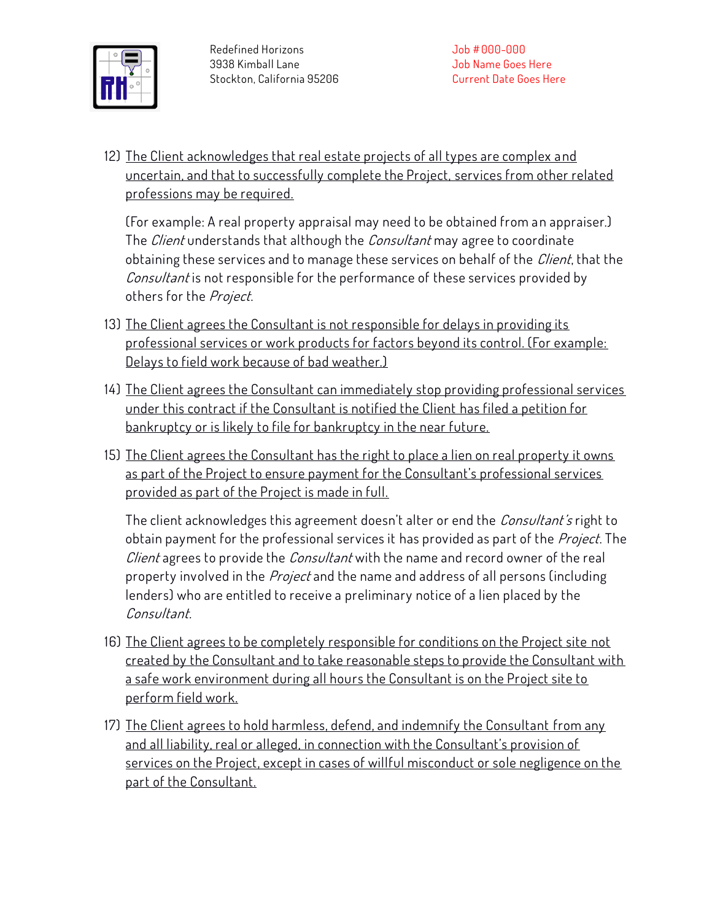12) <u>The Client acknowledges that real estate projects of all types are complex and uncertain, and that to successfully complete the Project, services from other related professions may be required.</u>

    (For example: A real property appraisal may need to be obtained from an appraiser.) The *Client* understands that although the *Consultant* may agree to coordinate obtaining these services and to manage these services on behalf of the *Client*, that the *Consultant* is not responsible for the performance of these services provided by others for the *Project*.

13) <u>The Client agrees the Consultant is not responsible for delays in providing its professional services or work products for factors beyond its control. (For example: Delays to field work because of bad weather.)</u>

14) <u>The Client agrees the Consultant can immediately stop providing professional services under this contract if the Consultant is notified the Client has filed a petition for bankruptcy or is likely to file for bankruptcy in the near future.</u>

15) <u>The Client agrees the Consultant has the right to place a lien on real property it owns as part of the Project to ensure payment for the Consultant's professional services provided as part of the Project is made in full.</u>

    The client acknowledges this agreement doesn't alter or end the *Consultant's* right to obtain payment for the professional services it has provided as part of the *Project*. The *Client* agrees to provide the *Consultant* with the name and record owner of the real property involved in the *Project* and the name and address of all persons (including lenders) who are entitled to receive a preliminary notice of a lien placed by the *Consultant*.

16) <u>The Client agrees to be completely responsible for conditions on the Project site not created by the Consultant and to take reasonable steps to provide the Consultant with a safe work environment during all hours the Consultant is on the Project site to perform field work.</u>

17) <u>The Client agrees to hold harmless, defend, and indemnify the Consultant from any and all liability, real or alleged, in connection with the Consultant's provision of services on the Project, except in cases of willful misconduct or sole negligence on the part of the Consultant.</u>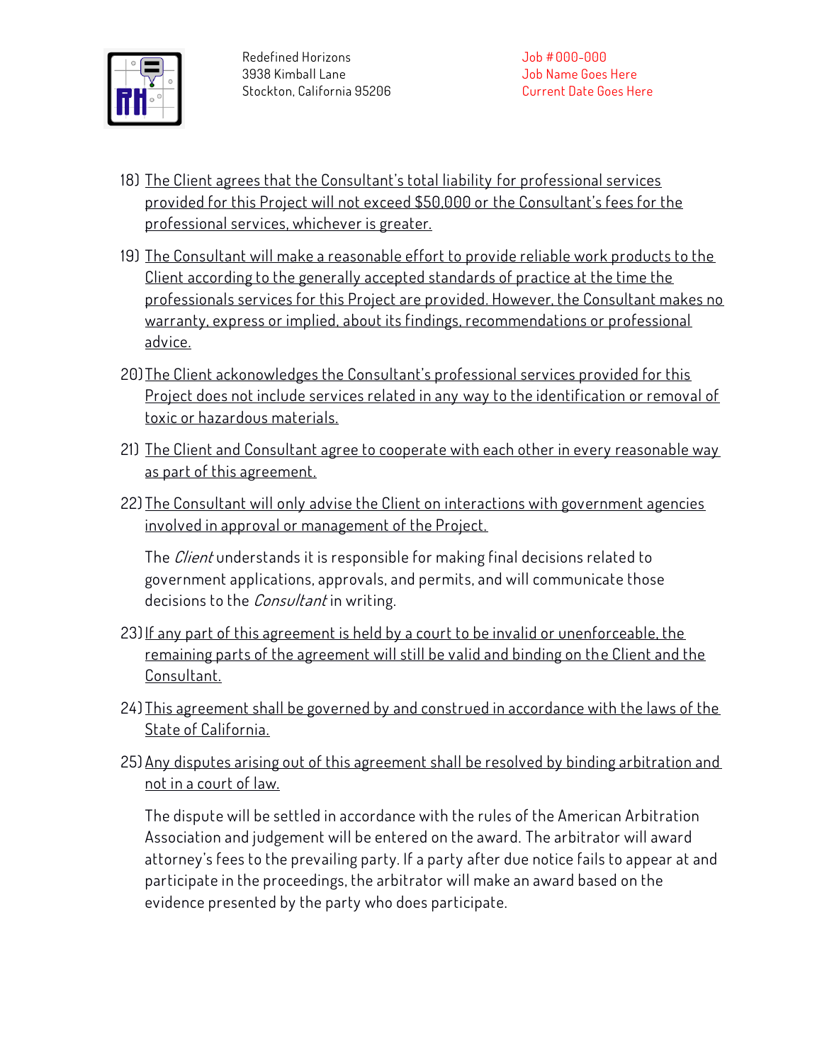18) <u>The Client agrees that the Consultant's total liability for professional services provided for this Project will not exceed $50,000 or the Consultant's fees for the professional services, whichever is greater.</u>

19) <u>The Consultant will make a reasonable effort to provide reliable work products to the Client according to the generally accepted standards of practice at the time the professionals services for this Project are provided. However, the Consultant makes no warranty, express or implied, about its findings, recommendations or professional advice.</u>

20) <u>The Client ackonowledges the Consultant's professional services provided for this Project does not include services related in any way to the identification or removal of toxic or hazardous materials.</u>

21) <u>The Client and Consultant agree to cooperate with each other in every reasonable way as part of this agreement.</u>

22) <u>The Consultant will only advise the Client on interactions with government agencies involved in approval or management of the Project.</u>

    The *Client* understands it is responsible for making final decisions related to government applications, approvals, and permits, and will communicate those decisions to the *Consultant* in writing.

23) <u>If any part of this agreement is held by a court to be invalid or unenforceable, the remaining parts of the agreement will still be valid and binding on the Client and the Consultant.</u>

24) <u>This agreement shall be governed by and construed in accordance with the laws of the State of California.</u>

25) <u>Any disputes arising out of this agreement shall be resolved by binding arbitration and not in a court of law.</u>

    The dispute will be settled in accordance with the rules of the American Arbitration Association and judgement will be entered on the award. The arbitrator will award attorney's fees to the prevailing party. If a party after due notice fails to appear at and participate in the proceedings, the arbitrator will make an award based on the evidence presented by the party who does participate.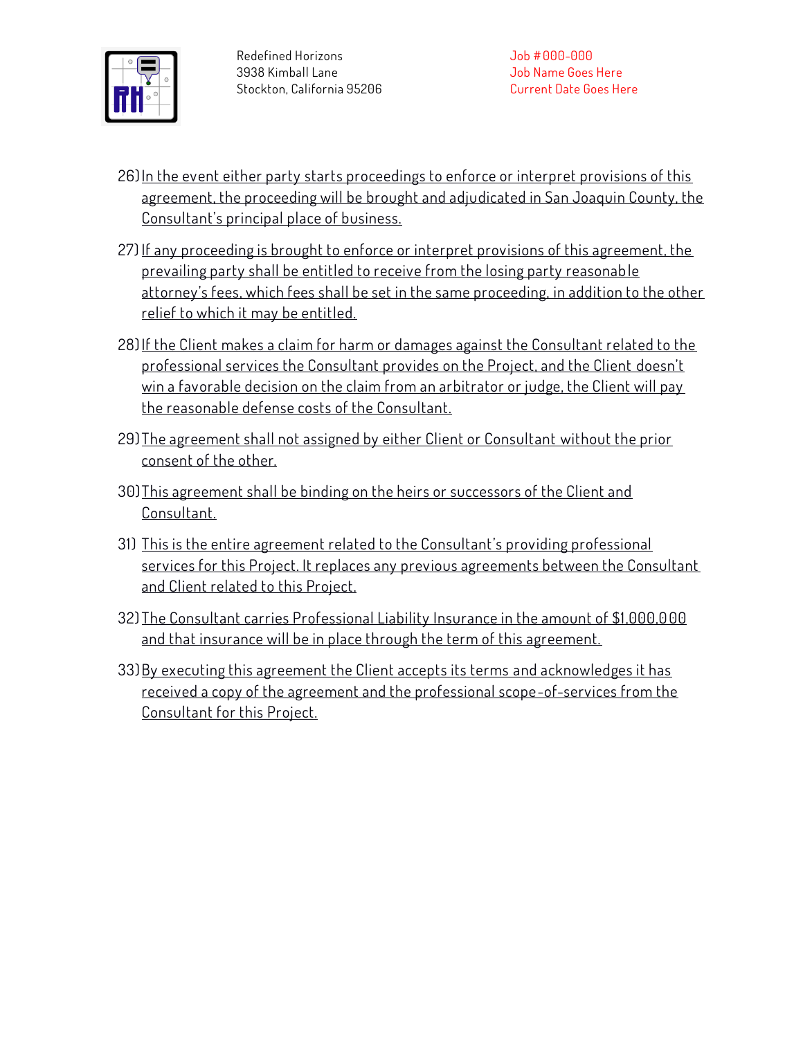26) In the event either party starts proceedings to enforce or interpret provisions of this agreement, the proceeding will be brought and adjudicated in San Joaquin County, the Consultant's principal place of business.

27) If any proceeding is brought to enforce or interpret provisions of this agreement, the prevailing party shall be entitled to receive from the losing party reasonable attorney's fees, which fees shall be set in the same proceeding, in addition to the other relief to which it may be entitled.

28) If the Client makes a claim for harm or damages against the Consultant related to the professional services the Consultant provides on the Project, and the Client doesn't win a favorable decision on the claim from an arbitrator or judge, the Client will pay the reasonable defense costs of the Consultant.

29) The agreement shall not assigned by either Client or Consultant without the prior consent of the other.

30) This agreement shall be binding on the heirs or successors of the Client and Consultant.

31) This is the entire agreement related to the Consultant's providing professional services for this Project. It replaces any previous agreements between the Consultant and Client related to this Project.

32) The Consultant carries Professional Liability Insurance in the amount of $1,000,000 and that insurance will be in place through the term of this agreement.

33) By executing this agreement the Client accepts its terms and acknowledges it has received a copy of the agreement and the professional scope-of-services from the Consultant for this Project.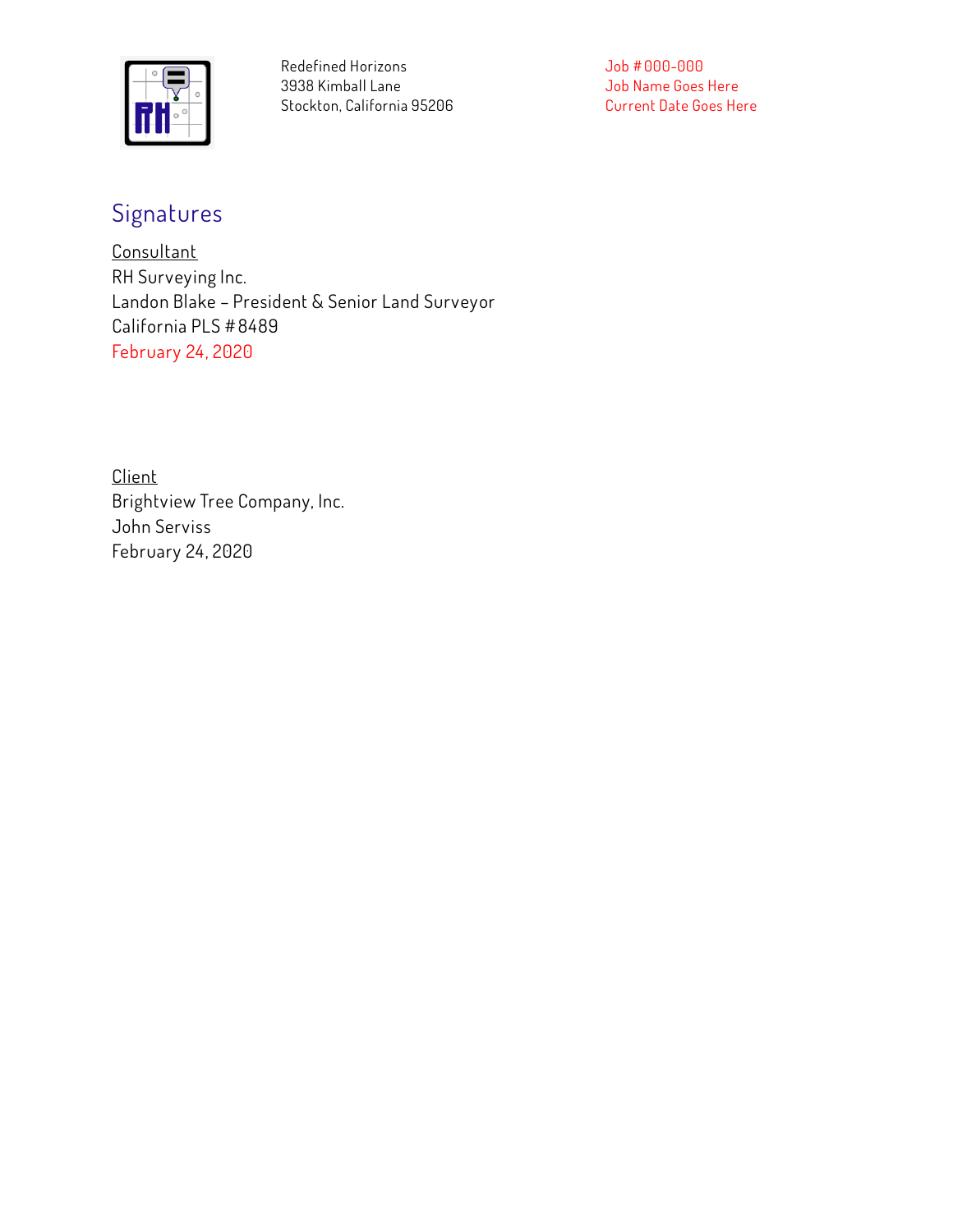Redefined Horizons
3938 Kimball Lane
Stockton, California 95206

Job # 000-000
Job Name Goes Here
Current Date Goes Here

## Signatures

Consultant
RH Surveying Inc.
Landon Blake – President & Senior Land Surveyor
California PLS # 8489
February 24, 2020

Client
Brightview Tree Company, Inc.
John Serviss
February 24, 2020